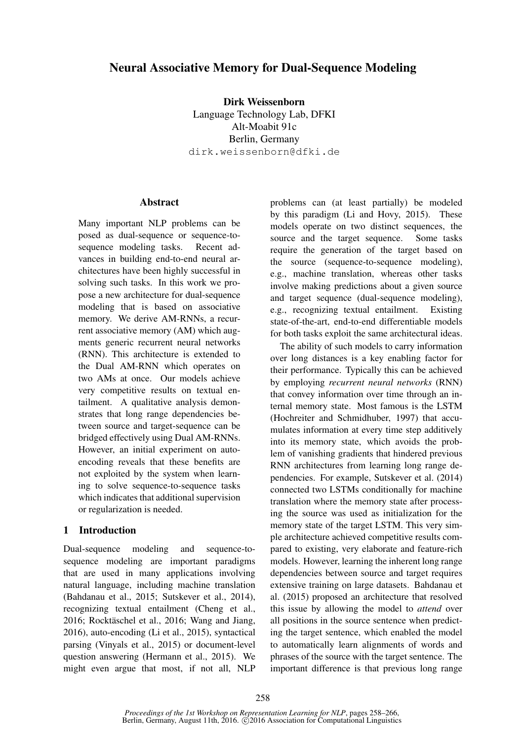# Neural Associative Memory for Dual-Sequence Modeling

**Dirk Weissenborn**
Language Technology Lab, DFKI
Alt-Moabit 91c
Berlin, Germany
dirk.weissenborn@dfki.de

## Abstract

Many important NLP problems can be posed as dual-sequence or sequence-to-sequence modeling tasks. Recent advances in building end-to-end neural architectures have been highly successful in solving such tasks. In this work we propose a new architecture for dual-sequence modeling that is based on associative memory. We derive AM-RNNs, a recurrent associative memory (AM) which augments generic recurrent neural networks (RNN). This architecture is extended to the Dual AM-RNN which operates on two AMs at once. Our models achieve very competitive results on textual entailment. A qualitative analysis demonstrates that long range dependencies between source and target-sequence can be bridged effectively using Dual AM-RNNs. However, an initial experiment on auto-encoding reveals that these benefits are not exploited by the system when learning to solve sequence-to-sequence tasks which indicates that additional supervision or regularization is needed.

## 1 Introduction

Dual-sequence modeling and sequence-to-sequence modeling are important paradigms that are used in many applications involving natural language, including machine translation (Bahdanau et al., 2015; Sutskever et al., 2014), recognizing textual entailment (Cheng et al., 2016; Rocktäschel et al., 2016; Wang and Jiang, 2016), auto-encoding (Li et al., 2015), syntactical parsing (Vinyals et al., 2015) or document-level question answering (Hermann et al., 2015). We might even argue that most, if not all, NLP problems can (at least partially) be modeled by this paradigm (Li and Hovy, 2015). These models operate on two distinct sequences, the source and the target sequence. Some tasks require the generation of the target based on the source (sequence-to-sequence modeling), e.g., machine translation, whereas other tasks involve making predictions about a given source and target sequence (dual-sequence modeling), e.g., recognizing textual entailment. Existing state-of-the-art, end-to-end differentiable models for both tasks exploit the same architectural ideas.

The ability of such models to carry information over long distances is a key enabling factor for their performance. Typically this can be achieved by employing *recurrent neural networks* (RNN) that convey information over time through an internal memory state. Most famous is the LSTM (Hochreiter and Schmidhuber, 1997) that accumulates information at every time step additively into its memory state, which avoids the problem of vanishing gradients that hindered previous RNN architectures from learning long range dependencies. For example, Sutskever et al. (2014) connected two LSTMs conditionally for machine translation where the memory state after processing the source was used as initialization for the memory state of the target LSTM. This very simple architecture achieved competitive results compared to existing, very elaborate and feature-rich models. However, learning the inherent long range dependencies between source and target requires extensive training on large datasets. Bahdanau et al. (2015) proposed an architecture that resolved this issue by allowing the model to *attend* over all positions in the source sentence when predicting the target sentence, which enabled the model to automatically learn alignments of words and phrases of the source with the target sentence. The important difference is that previous long range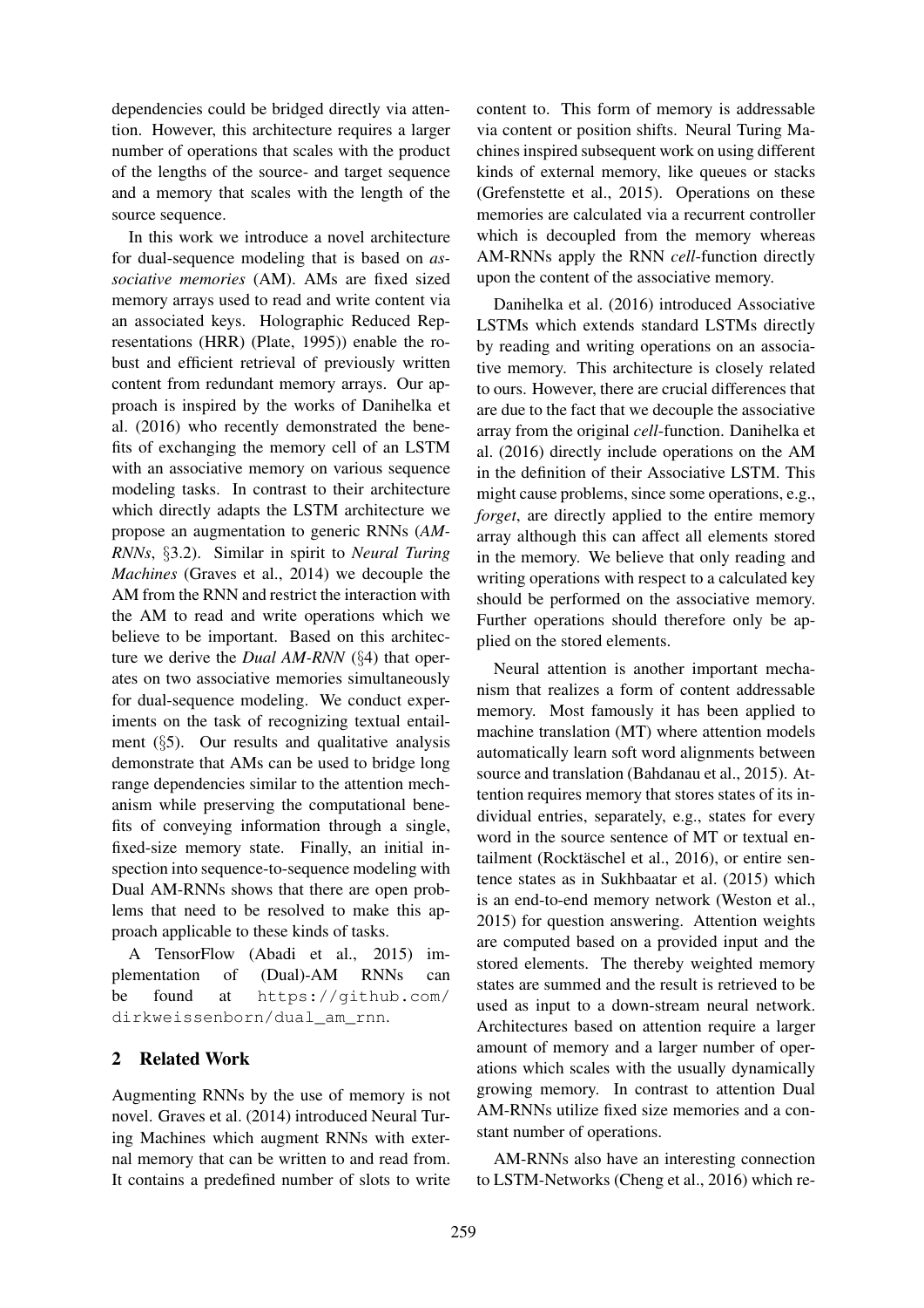dependencies could be bridged directly via attention. However, this architecture requires a larger number of operations that scales with the product of the lengths of the source- and target sequence and a memory that scales with the length of the source sequence.

In this work we introduce a novel architecture for dual-sequence modeling that is based on *associative memories* (AM). AMs are fixed sized memory arrays used to read and write content via an associated keys. Holographic Reduced Representations (HRR) (Plate, 1995)) enable the robust and efficient retrieval of previously written content from redundant memory arrays. Our approach is inspired by the works of Danihelka et al. (2016) who recently demonstrated the benefits of exchanging the memory cell of an LSTM with an associative memory on various sequence modeling tasks. In contrast to their architecture which directly adapts the LSTM architecture we propose an augmentation to generic RNNs (*AM-RNNs*, §3.2). Similar in spirit to *Neural Turing Machines* (Graves et al., 2014) we decouple the AM from the RNN and restrict the interaction with the AM to read and write operations which we believe to be important. Based on this architecture we derive the *Dual AM-RNN* (§4) that operates on two associative memories simultaneously for dual-sequence modeling. We conduct experiments on the task of recognizing textual entailment (§5). Our results and qualitative analysis demonstrate that AMs can be used to bridge long range dependencies similar to the attention mechanism while preserving the computational benefits of conveying information through a single, fixed-size memory state. Finally, an initial inspection into sequence-to-sequence modeling with Dual AM-RNNs shows that there are open problems that need to be resolved to make this approach applicable to these kinds of tasks.

A TensorFlow (Abadi et al., 2015) implementation of (Dual)-AM RNNs can be found at `https://github.com/dirkweissenborn/dual_am_rnn`.

## 2 Related Work

Augmenting RNNs by the use of memory is not novel. Graves et al. (2014) introduced Neural Turing Machines which augment RNNs with external memory that can be written to and read from. It contains a predefined number of slots to write content to. This form of memory is addressable via content or position shifts. Neural Turing Machines inspired subsequent work on using different kinds of external memory, like queues or stacks (Grefenstette et al., 2015). Operations on these memories are calculated via a recurrent controller which is decoupled from the memory whereas AM-RNNs apply the RNN *cell*-function directly upon the content of the associative memory.

Danihelka et al. (2016) introduced Associative LSTMs which extends standard LSTMs directly by reading and writing operations on an associative memory. This architecture is closely related to ours. However, there are crucial differences that are due to the fact that we decouple the associative array from the original *cell*-function. Danihelka et al. (2016) directly include operations on the AM in the definition of their Associative LSTM. This might cause problems, since some operations, e.g., *forget*, are directly applied to the entire memory array although this can affect all elements stored in the memory. We believe that only reading and writing operations with respect to a calculated key should be performed on the associative memory. Further operations should therefore only be applied on the stored elements.

Neural attention is another important mechanism that realizes a form of content addressable memory. Most famously it has been applied to machine translation (MT) where attention models automatically learn soft word alignments between source and translation (Bahdanau et al., 2015). Attention requires memory that stores states of its individual entries, separately, e.g., states for every word in the source sentence of MT or textual entailment (Rocktäschel et al., 2016), or entire sentence states as in Sukhbaatar et al. (2015) which is an end-to-end memory network (Weston et al., 2015) for question answering. Attention weights are computed based on a provided input and the stored elements. The thereby weighted memory states are summed and the result is retrieved to be used as input to a down-stream neural network. Architectures based on attention require a larger amount of memory and a larger number of operations which scales with the usually dynamically growing memory. In contrast to attention Dual AM-RNNs utilize fixed size memories and a constant number of operations.

AM-RNNs also have an interesting connection to LSTM-Networks (Cheng et al., 2016) which re-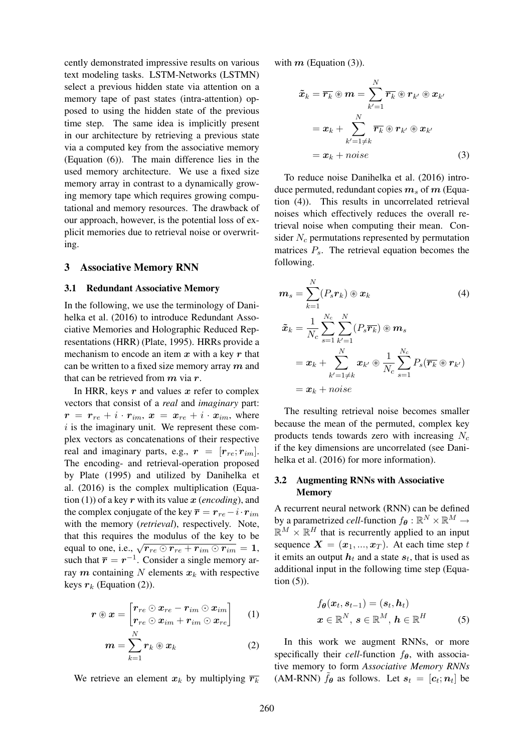cently demonstrated impressive results on various text modeling tasks. LSTM-Networks (LSTMN) select a previous hidden state via attention on a memory tape of past states (intra-attention) opposed to using the hidden state of the previous time step. The same idea is implicitly present in our architecture by retrieving a previous state via a computed key from the associative memory (Equation (6)). The main difference lies in the used memory architecture. We use a fixed size memory array in contrast to a dynamically growing memory tape which requires growing computational and memory resources. The drawback of our approach, however, is the potential loss of explicit memories due to retrieval noise or overwriting.

## 3 Associative Memory RNN

### 3.1 Redundant Associative Memory

In the following, we use the terminology of Danihelka et al. (2016) to introduce Redundant Associative Memories and Holographic Reduced Representations (HRR) (Plate, 1995). HRRs provide a mechanism to encode an item $\boldsymbol{x}$ with a key $\boldsymbol{r}$ that can be written to a fixed size memory array $\boldsymbol{m}$ and that can be retrieved from $\boldsymbol{m}$ via $\boldsymbol{r}$.

In HRR, keys $\boldsymbol{r}$ and values $\boldsymbol{x}$ refer to complex vectors that consist of a *real* and *imaginary* part: $\boldsymbol{r} = \boldsymbol{r}_{re} + i \cdot \boldsymbol{r}_{im}$, $\boldsymbol{x} = \boldsymbol{x}_{re} + i \cdot \boldsymbol{x}_{im}$, where $i$ is the imaginary unit. We represent these complex vectors as concatenations of their respective real and imaginary parts, e.g., $\boldsymbol{r} = [\boldsymbol{r}_{re}; \boldsymbol{r}_{im}]$. The encoding- and retrieval-operation proposed by Plate (1995) and utilized by Danihelka et al. (2016) is the complex multiplication (Equation (1)) of a key $\boldsymbol{r}$ with its value $\boldsymbol{x}$ (*encoding*), and the complex conjugate of the key $\overline{\boldsymbol{r}} = \boldsymbol{r}_{re} - i \cdot \boldsymbol{r}_{im}$ with the memory (*retrieval*), respectively. Note, that this requires the modulus of the key to be equal to one, i.e., $\sqrt{\boldsymbol{r}_{re} \odot \boldsymbol{r}_{re} + \boldsymbol{r}_{im} \odot \boldsymbol{r}_{im}} = \mathbf{1}$, such that $\overline{\boldsymbol{r}} = \boldsymbol{r}^{-1}$. Consider a single memory array $\boldsymbol{m}$ containing $N$ elements $\boldsymbol{x}_k$ with respective keys $\boldsymbol{r}_k$ (Equation (2)).

$$\boldsymbol{r} \circledast \boldsymbol{x} = \begin{bmatrix} \boldsymbol{r}_{re} \odot \boldsymbol{x}_{re} - \boldsymbol{r}_{im} \odot \boldsymbol{x}_{im} \\ \boldsymbol{r}_{re} \odot \boldsymbol{x}_{im} + \boldsymbol{r}_{im} \odot \boldsymbol{x}_{re} \end{bmatrix} \tag{1}$$

$$\boldsymbol{m} = \sum_{k=1}^{N} \boldsymbol{r}_k \circledast \boldsymbol{x}_k \tag{2}$$

We retrieve an element $\boldsymbol{x}_k$ by multiplying $\overline{\boldsymbol{r}_k}$ with $\boldsymbol{m}$ (Equation (3)).

$$\begin{aligned} \tilde{\boldsymbol{x}}_k &= \overline{\boldsymbol{r}_k} \circledast \boldsymbol{m} = \sum_{k'=1}^{N} \overline{\boldsymbol{r}_k} \circledast \boldsymbol{r}_{k'} \circledast \boldsymbol{x}_{k'} \\ &= \boldsymbol{x}_k + \sum_{k'=1 \neq k}^{N} \overline{\boldsymbol{r}_k} \circledast \boldsymbol{r}_{k'} \circledast \boldsymbol{x}_{k'} \\ &= \boldsymbol{x}_k + noise \end{aligned} \tag{3}$$

To reduce noise Danihelka et al. (2016) introduce permuted, redundant copies $\boldsymbol{m}_s$ of $\boldsymbol{m}$ (Equation (4)). This results in uncorrelated retrieval noises which effectively reduces the overall retrieval noise when computing their mean. Consider $N_c$ permutations represented by permutation matrices $P_s$. The retrieval equation becomes the following.

$$\begin{aligned} \boldsymbol{m}_s &= \sum_{k=1}^{N} (P_s \boldsymbol{r}_k) \circledast \boldsymbol{x}_k \\ \tilde{\boldsymbol{x}}_k &= \frac{1}{N_c} \sum_{s=1}^{N_c} \sum_{k'=1}^{N} (P_s \overline{\boldsymbol{r}_k}) \circledast \boldsymbol{m}_s \\ &= \boldsymbol{x}_k + \sum_{k'=1 \neq k}^{N} \boldsymbol{x}_{k'} \circledast \frac{1}{N_c} \sum_{s=1}^{N_c} P_s (\overline{\boldsymbol{r}_k} \circledast \boldsymbol{r}_{k'}) \\ &= \boldsymbol{x}_k + noise \end{aligned} \tag{4}$$

The resulting retrieval noise becomes smaller because the mean of the permuted, complex key products tends towards zero with increasing $N_c$ if the key dimensions are uncorrelated (see Danihelka et al. (2016) for more information).

### 3.2 Augmenting RNNs with Associative Memory

A recurrent neural network (RNN) can be defined by a parametrized *cell*-function $f_{\boldsymbol{\theta}} : \mathbb{R}^N \times \mathbb{R}^M \rightarrow \mathbb{R}^M \times \mathbb{R}^H$ that is recurrently applied to an input sequence $\boldsymbol{X} = (\boldsymbol{x}_1, ..., \boldsymbol{x}_T)$. At each time step $t$ it emits an output $\boldsymbol{h}_t$ and a state $\boldsymbol{s}_t$, that is used as additional input in the following time step (Equation (5)).

$$\begin{aligned} f_{\boldsymbol{\theta}}(\boldsymbol{x}_t, \boldsymbol{s}_{t-1}) &= (\boldsymbol{s}_t, \boldsymbol{h}_t) \\ \boldsymbol{x} \in \mathbb{R}^N, \, \boldsymbol{s} &\in \mathbb{R}^M, \, \boldsymbol{h} \in \mathbb{R}^H \end{aligned} \tag{5}$$

In this work we augment RNNs, or more specifically their *cell*-function $f_{\boldsymbol{\theta}}$, with associative memory to form *Associative Memory RNNs* (AM-RNN) $\tilde{f}_{\boldsymbol{\theta}}$ as follows. Let $\boldsymbol{s}_t = [\boldsymbol{c}_t; \boldsymbol{n}_t]$ be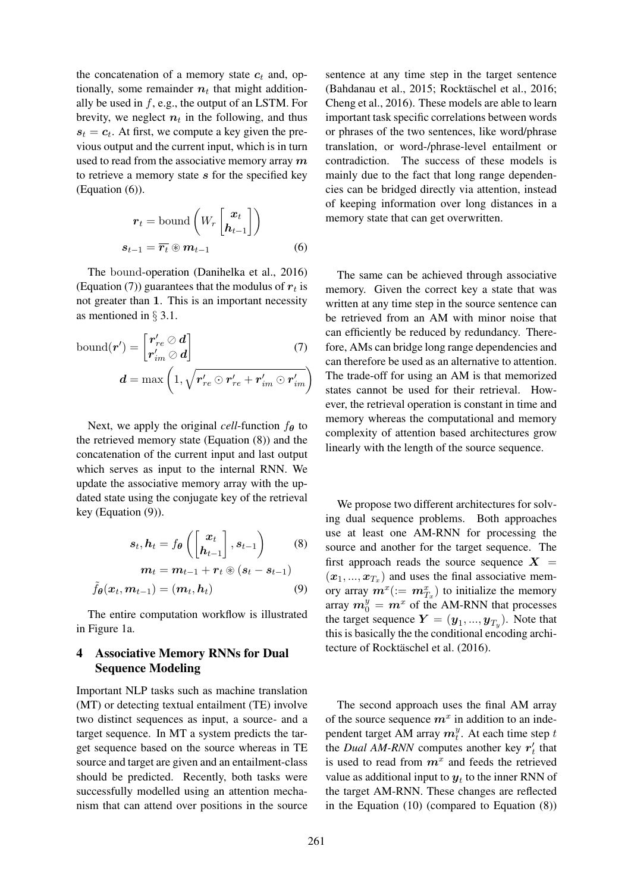the concatenation of a memory state $\boldsymbol{c}_t$ and, optionally, some remainder $\boldsymbol{n}_t$ that might additionally be used in $f$, e.g., the output of an LSTM. For brevity, we neglect $\boldsymbol{n}_t$ in the following, and thus $\boldsymbol{s}_t = \boldsymbol{c}_t$. At first, we compute a key given the previous output and the current input, which is in turn used to read from the associative memory array $\boldsymbol{m}$ to retrieve a memory state $\boldsymbol{s}$ for the specified key (Equation (6)).

$$\boldsymbol{r}_t = \mathrm{bound}\left(W_r \begin{bmatrix} \boldsymbol{x}_t \\ \boldsymbol{h}_{t-1} \end{bmatrix}\right)$$
$$\boldsymbol{s}_{t-1} = \overline{\boldsymbol{r}_t} \circledast \boldsymbol{m}_{t-1} \tag{6}$$

The bound-operation (Danihelka et al., 2016) (Equation (7)) guarantees that the modulus of $\boldsymbol{r}_t$ is not greater than $\mathbf{1}$. This is an important necessity as mentioned in § 3.1.

$$\mathrm{bound}(\boldsymbol{r}') = \begin{bmatrix} \boldsymbol{r}'_{re} \oslash \boldsymbol{d} \\ \boldsymbol{r}'_{im} \oslash \boldsymbol{d} \end{bmatrix} \tag{7}$$
$$\boldsymbol{d} = \max\left(1, \sqrt{\boldsymbol{r}'_{re} \odot \boldsymbol{r}'_{re} + \boldsymbol{r}'_{im} \odot \boldsymbol{r}'_{im}}\right)$$

Next, we apply the original *cell*-function $f_{\boldsymbol{\theta}}$ to the retrieved memory state (Equation (8)) and the concatenation of the current input and last output which serves as input to the internal RNN. We update the associative memory array with the updated state using the conjugate key of the retrieval key (Equation (9)).

$$\boldsymbol{s}_t, \boldsymbol{h}_t = f_{\boldsymbol{\theta}}\left(\begin{bmatrix} \boldsymbol{x}_t \\ \boldsymbol{h}_{t-1} \end{bmatrix}, \boldsymbol{s}_{t-1}\right) \tag{8}$$
$$\boldsymbol{m}_t = \boldsymbol{m}_{t-1} + \boldsymbol{r}_t \circledast (\boldsymbol{s}_t - \boldsymbol{s}_{t-1})$$
$$\tilde{f}_{\boldsymbol{\theta}}(\boldsymbol{x}_t, \boldsymbol{m}_{t-1}) = (\boldsymbol{m}_t, \boldsymbol{h}_t) \tag{9}$$

The entire computation workflow is illustrated in Figure 1a.

## 4 Associative Memory RNNs for Dual Sequence Modeling

Important NLP tasks such as machine translation (MT) or detecting textual entailment (TE) involve two distinct sequences as input, a source- and a target sequence. In MT a system predicts the target sequence based on the source whereas in TE source and target are given and an entailment-class should be predicted. Recently, both tasks were successfully modelled using an attention mechanism that can attend over positions in the source sentence at any time step in the target sentence (Bahdanau et al., 2015; Rocktäschel et al., 2016; Cheng et al., 2016). These models are able to learn important task specific correlations between words or phrases of the two sentences, like word/phrase translation, or word-/phrase-level entailment or contradiction. The success of these models is mainly due to the fact that long range dependencies can be bridged directly via attention, instead of keeping information over long distances in a memory state that can get overwritten.

The same can be achieved through associative memory. Given the correct key a state that was written at any time step in the source sentence can be retrieved from an AM with minor noise that can efficiently be reduced by redundancy. Therefore, AMs can bridge long range dependencies and can therefore be used as an alternative to attention. The trade-off for using an AM is that memorized states cannot be used for their retrieval. However, the retrieval operation is constant in time and memory whereas the computational and memory complexity of attention based architectures grow linearly with the length of the source sequence.

We propose two different architectures for solving dual sequence problems. Both approaches use at least one AM-RNN for processing the source and another for the target sequence. The first approach reads the source sequence $\boldsymbol{X} = (\boldsymbol{x}_1, ..., \boldsymbol{x}_{T_x})$ and uses the final associative memory array $\boldsymbol{m}^x (:= \boldsymbol{m}^x_{T_x})$ to initialize the memory array $\boldsymbol{m}^y_0 = \boldsymbol{m}^x$ of the AM-RNN that processes the target sequence $\boldsymbol{Y} = (\boldsymbol{y}_1, ..., \boldsymbol{y}_{T_y})$. Note that this is basically the the conditional encoding architecture of Rocktäschel et al. (2016).

The second approach uses the final AM array of the source sequence $\boldsymbol{m}^x$ in addition to an independent target AM array $\boldsymbol{m}^y_t$. At each time step $t$ the *Dual AM-RNN* computes another key $\boldsymbol{r}'_t$ that is used to read from $\boldsymbol{m}^x$ and feeds the retrieved value as additional input to $\boldsymbol{y}_t$ to the inner RNN of the target AM-RNN. These changes are reflected in the Equation (10) (compared to Equation (8))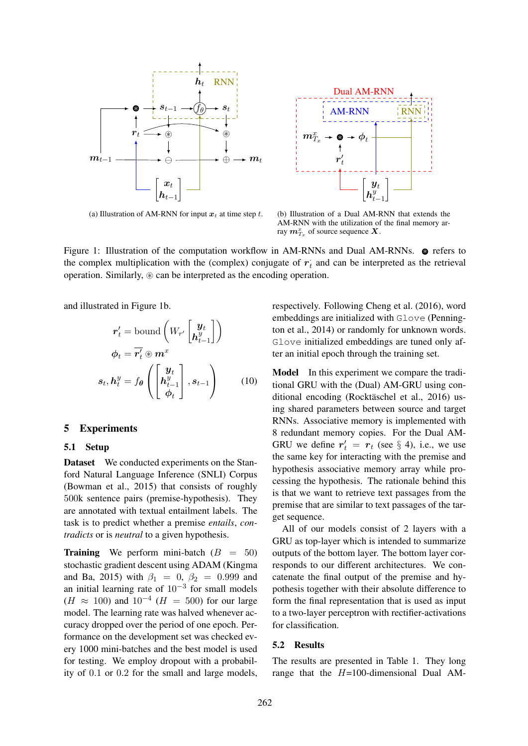(a) Illustration of AM-RNN for input $x_t$ at time step $t$.

(b) Illustration of a Dual AM-RNN that extends the AM-RNN with the utilization of the final memory array $m^x_{T_x}$ of source sequence $X$.

Figure 1: Illustration of the computation workflow in AM-RNNs and Dual AM-RNNs. ⊛ refers to the complex multiplication with the (complex) conjugate of $r^{\cdot}_t$ and can be interpreted as the retrieval operation. Similarly, ⊛ can be interpreted as the encoding operation.

and illustrated in Figure 1b.

$$
\begin{aligned}
r'_t &= \text{bound}\left(W_{r'}\begin{bmatrix} y_t \\ h^y_{t-1} \end{bmatrix}\right) \\
\phi_t &= \overline{r'_t} \circledast m^x \\
s_t, h^y_t &= f_\theta\left(\begin{bmatrix} y_t \\ h^y_{t-1} \\ \phi_t \end{bmatrix}, s_{t-1}\right)
\end{aligned} \tag{10}
$$

## 5 Experiments

### 5.1 Setup

**Dataset** We conducted experiments on the Stanford Natural Language Inference (SNLI) Corpus (Bowman et al., 2015) that consists of roughly 500k sentence pairs (premise-hypothesis). They are annotated with textual entailment labels. The task is to predict whether a premise *entails*, *contradicts* or is *neutral* to a given hypothesis.

**Training** We perform mini-batch ($B = 50$) stochastic gradient descent using ADAM (Kingma and Ba, 2015) with $\beta_1 = 0$, $\beta_2 = 0.999$ and an initial learning rate of $10^{-3}$ for small models ($H \approx 100$) and $10^{-4}$ ($H = 500$) for our large model. The learning rate was halved whenever accuracy dropped over the period of one epoch. Performance on the development set was checked every 1000 mini-batches and the best model is used for testing. We employ dropout with a probability of 0.1 or 0.2 for the small and large models, respectively. Following Cheng et al. (2016), word embeddings are initialized with `Glove` (Pennington et al., 2014) or randomly for unknown words. `Glove` initialized embeddings are tuned only after an initial epoch through the training set.

**Model** In this experiment we compare the traditional GRU with the (Dual) AM-GRU using conditional encoding (Rocktäschel et al., 2016) using shared parameters between source and target RNNs. Associative memory is implemented with 8 redundant memory copies. For the Dual AM-GRU we define $r'_t = r_t$ (see § 4), i.e., we use the same key for interacting with the premise and hypothesis associative memory array while processing the hypothesis. The rationale behind this is that we want to retrieve text passages from the premise that are similar to text passages of the target sequence.

All of our models consist of 2 layers with a GRU as top-layer which is intended to summarize outputs of the bottom layer. The bottom layer corresponds to our different architectures. We concatenate the final output of the premise and hypothesis together with their absolute difference to form the final representation that is used as input to a two-layer perceptron with rectifier-activations for classification.

### 5.2 Results

The results are presented in Table 1. They long range that the $H$=100-dimensional Dual AM-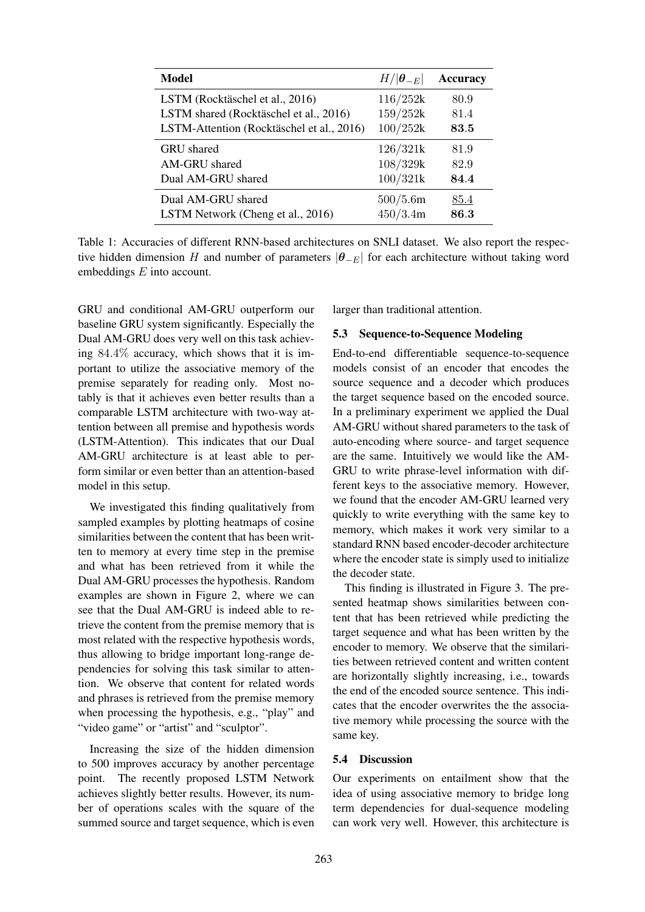| Model | $H/\lvert\boldsymbol{\theta}_{-E}\rvert$ | Accuracy |
|---|---|---|
| LSTM (Rocktäschel et al., 2016) | $116/252$k | $80.9$ |
| LSTM shared (Rocktäschel et al., 2016) | $159/252$k | $81.4$ |
| LSTM-Attention (Rocktäschel et al., 2016) | $100/252$k | **83.5** |
| GRU shared | $126/321$k | $81.9$ |
| AM-GRU shared | $108/329$k | $82.9$ |
| Dual AM-GRU shared | $100/321$k | **84.4** |
| Dual AM-GRU shared | $500/5.6$m | <u>85.4</u> |
| LSTM Network (Cheng et al., 2016) | $450/3.4$m | **86.3** |

Table 1: Accuracies of different RNN-based architectures on SNLI dataset. We also report the respective hidden dimension $H$ and number of parameters $\lvert\boldsymbol{\theta}_{-E}\rvert$ for each architecture without taking word embeddings $E$ into account.

GRU and conditional AM-GRU outperform our baseline GRU system significantly. Especially the Dual AM-GRU does very well on this task achieving $84.4\%$ accuracy, which shows that it is important to utilize the associative memory of the premise separately for reading only. Most notably is that it achieves even better results than a comparable LSTM architecture with two-way attention between all premise and hypothesis words (LSTM-Attention). This indicates that our Dual AM-GRU architecture is at least able to perform similar or even better than an attention-based model in this setup.

We investigated this finding qualitatively from sampled examples by plotting heatmaps of cosine similarities between the content that has been written to memory at every time step in the premise and what has been retrieved from it while the Dual AM-GRU processes the hypothesis. Random examples are shown in Figure 2, where we can see that the Dual AM-GRU is indeed able to retrieve the content from the premise memory that is most related with the respective hypothesis words, thus allowing to bridge important long-range dependencies for solving this task similar to attention. We observe that content for related words and phrases is retrieved from the premise memory when processing the hypothesis, e.g., "play" and "video game" or "artist" and "sculptor".

Increasing the size of the hidden dimension to 500 improves accuracy by another percentage point. The recently proposed LSTM Network achieves slightly better results. However, its number of operations scales with the square of the summed source and target sequence, which is even larger than traditional attention.

### 5.3 Sequence-to-Sequence Modeling

End-to-end differentiable sequence-to-sequence models consist of an encoder that encodes the source sequence and a decoder which produces the target sequence based on the encoded source. In a preliminary experiment we applied the Dual AM-GRU without shared parameters to the task of auto-encoding where source- and target sequence are the same. Intuitively we would like the AM-GRU to write phrase-level information with different keys to the associative memory. However, we found that the encoder AM-GRU learned very quickly to write everything with the same key to memory, which makes it work very similar to a standard RNN based encoder-decoder architecture where the encoder state is simply used to initialize the decoder state.

This finding is illustrated in Figure 3. The presented heatmap shows similarities between content that has been retrieved while predicting the target sequence and what has been written by the encoder to memory. We observe that the similarities between retrieved content and written content are horizontally slightly increasing, i.e., towards the end of the encoded source sentence. This indicates that the encoder overwrites the the associative memory while processing the source with the same key.

### 5.4 Discussion

Our experiments on entailment show that the idea of using associative memory to bridge long term dependencies for dual-sequence modeling can work very well. However, this architecture is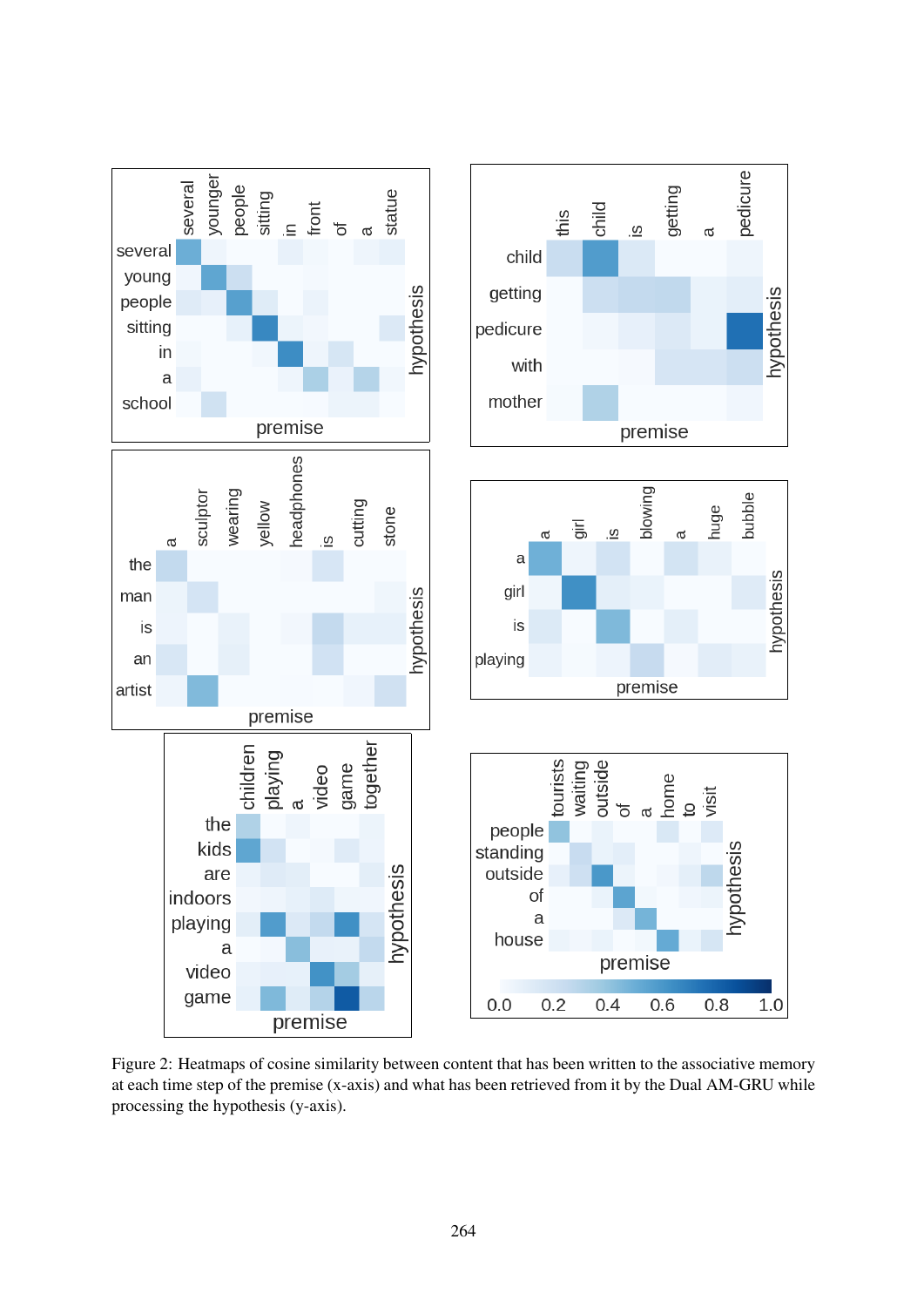Figure 2: Heatmaps of cosine similarity between content that has been written to the associative memory at each time step of the premise (x-axis) and what has been retrieved from it by the Dual AM-GRU while processing the hypothesis (y-axis).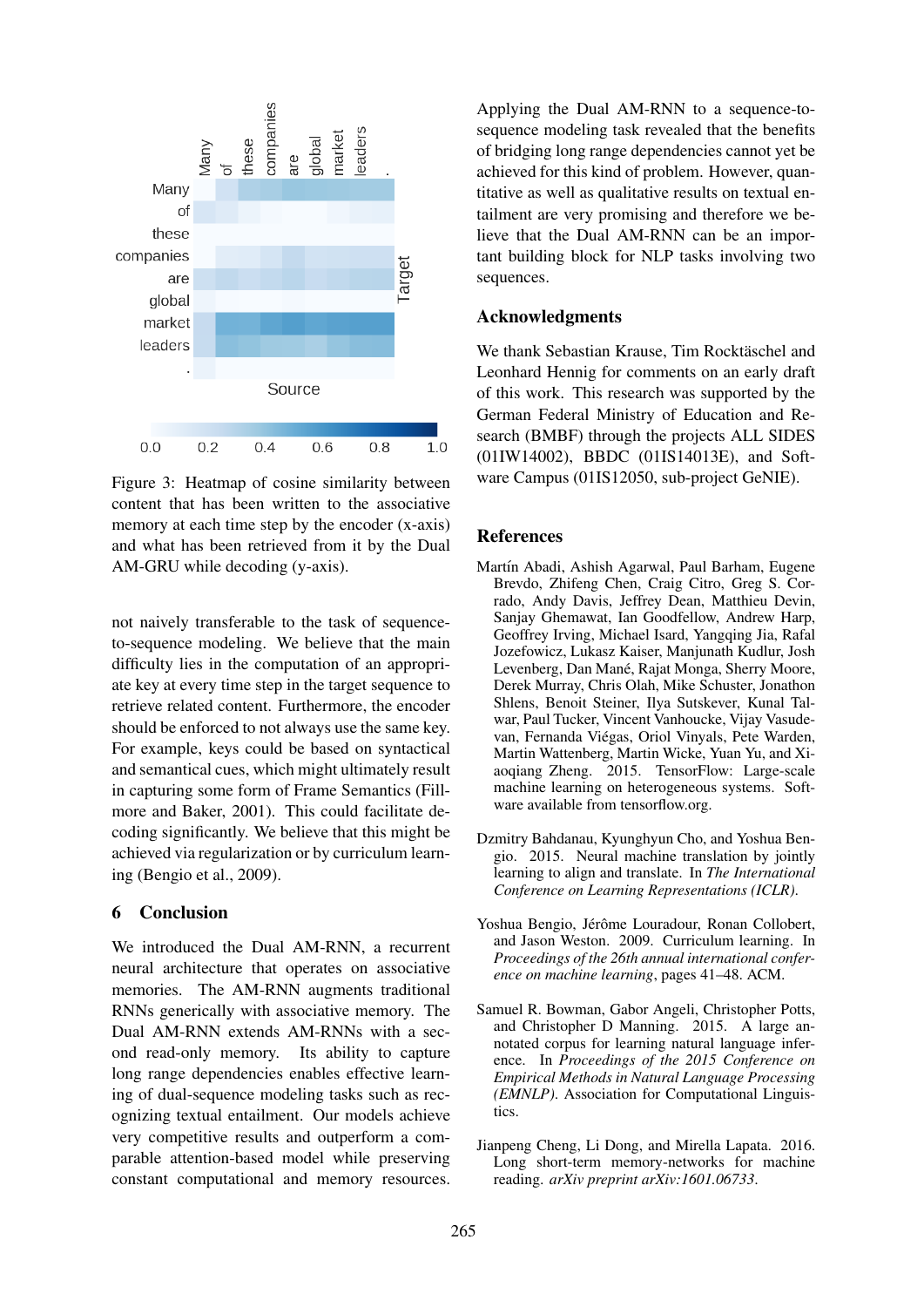Figure 3: Heatmap of cosine similarity between content that has been written to the associative memory at each time step by the encoder (x-axis) and what has been retrieved from it by the Dual AM-GRU while decoding (y-axis).

not naively transferable to the task of sequence-to-sequence modeling. We believe that the main difficulty lies in the computation of an appropriate key at every time step in the target sequence to retrieve related content. Furthermore, the encoder should be enforced to not always use the same key. For example, keys could be based on syntactical and semantical cues, which might ultimately result in capturing some form of Frame Semantics (Fillmore and Baker, 2001). This could facilitate decoding significantly. We believe that this might be achieved via regularization or by curriculum learning (Bengio et al., 2009).

## 6 Conclusion

We introduced the Dual AM-RNN, a recurrent neural architecture that operates on associative memories. The AM-RNN augments traditional RNNs generically with associative memory. The Dual AM-RNN extends AM-RNNs with a second read-only memory. Its ability to capture long range dependencies enables effective learning of dual-sequence modeling tasks such as recognizing textual entailment. Our models achieve very competitive results and outperform a comparable attention-based model while preserving constant computational and memory resources.

Applying the Dual AM-RNN to a sequence-to-sequence modeling task revealed that the benefits of bridging long range dependencies cannot yet be achieved for this kind of problem. However, quantitative as well as qualitative results on textual entailment are very promising and therefore we believe that the Dual AM-RNN can be an important building block for NLP tasks involving two sequences.

## Acknowledgments

We thank Sebastian Krause, Tim Rocktäschel and Leonhard Hennig for comments on an early draft of this work. This research was supported by the German Federal Ministry of Education and Research (BMBF) through the projects ALL SIDES (01IW14002), BBDC (01IS14013E), and Software Campus (01IS12050, sub-project GeNIE).

## References

Martín Abadi, Ashish Agarwal, Paul Barham, Eugene Brevdo, Zhifeng Chen, Craig Citro, Greg S. Corrado, Andy Davis, Jeffrey Dean, Matthieu Devin, Sanjay Ghemawat, Ian Goodfellow, Andrew Harp, Geoffrey Irving, Michael Isard, Yangqing Jia, Rafal Jozefowicz, Lukasz Kaiser, Manjunath Kudlur, Josh Levenberg, Dan Mané, Rajat Monga, Sherry Moore, Derek Murray, Chris Olah, Mike Schuster, Jonathon Shlens, Benoit Steiner, Ilya Sutskever, Kunal Talwar, Paul Tucker, Vincent Vanhoucke, Vijay Vasudevan, Fernanda Viégas, Oriol Vinyals, Pete Warden, Martin Wattenberg, Martin Wicke, Yuan Yu, and Xiaoqiang Zheng. 2015. TensorFlow: Large-scale machine learning on heterogeneous systems. Software available from tensorflow.org.

Dzmitry Bahdanau, Kyunghyun Cho, and Yoshua Bengio. 2015. Neural machine translation by jointly learning to align and translate. In *The International Conference on Learning Representations (ICLR)*.

Yoshua Bengio, Jérôme Louradour, Ronan Collobert, and Jason Weston. 2009. Curriculum learning. In *Proceedings of the 26th annual international conference on machine learning*, pages 41–48. ACM.

Samuel R. Bowman, Gabor Angeli, Christopher Potts, and Christopher D Manning. 2015. A large annotated corpus for learning natural language inference. In *Proceedings of the 2015 Conference on Empirical Methods in Natural Language Processing (EMNLP)*. Association for Computational Linguistics.

Jianpeng Cheng, Li Dong, and Mirella Lapata. 2016. Long short-term memory-networks for machine reading. *arXiv preprint arXiv:1601.06733*.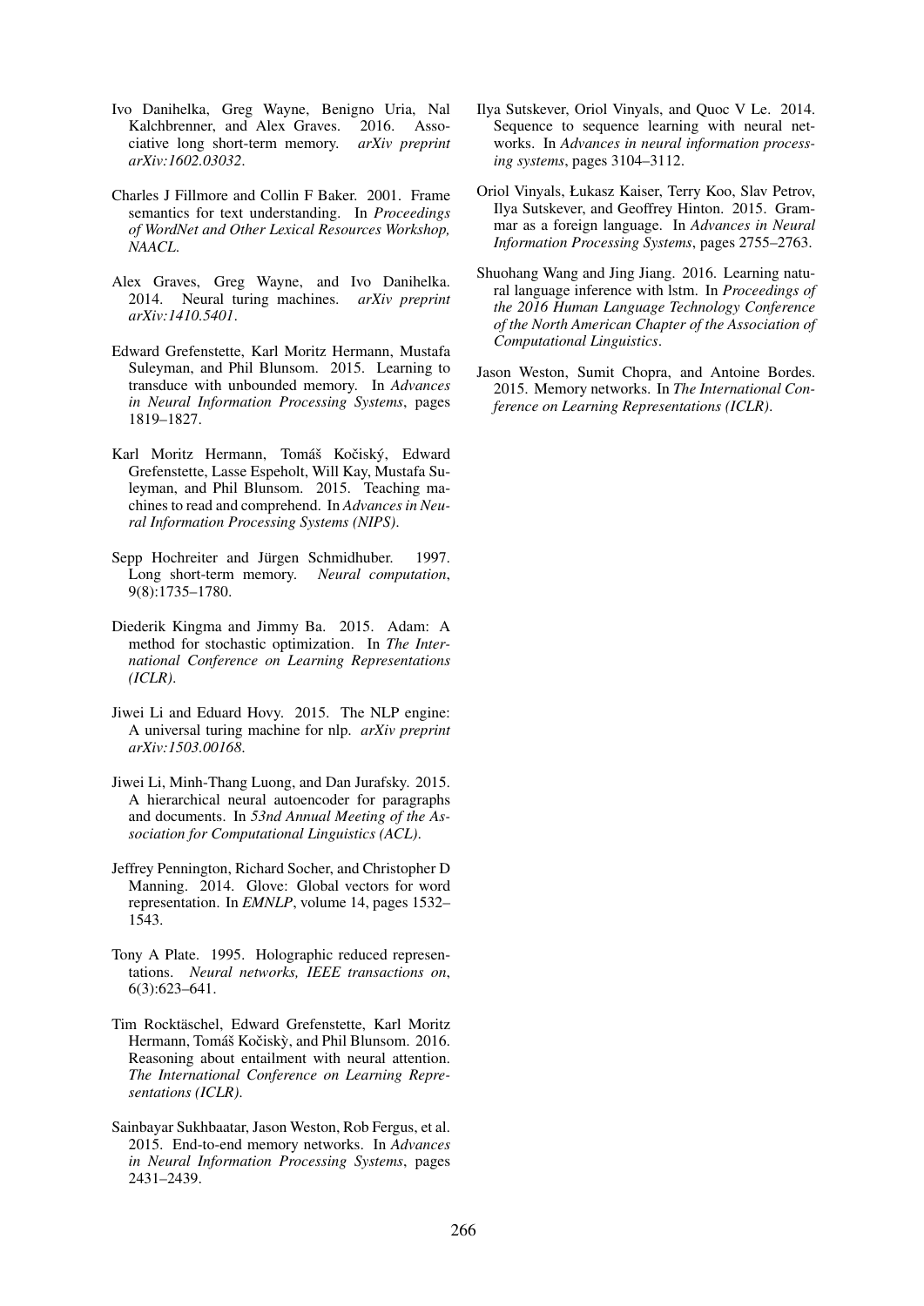Ivo Danihelka, Greg Wayne, Benigno Uria, Nal Kalchbrenner, and Alex Graves. 2016. Associative long short-term memory. *arXiv preprint arXiv:1602.03032*.

Charles J Fillmore and Collin F Baker. 2001. Frame semantics for text understanding. In *Proceedings of WordNet and Other Lexical Resources Workshop, NAACL*.

Alex Graves, Greg Wayne, and Ivo Danihelka. 2014. Neural turing machines. *arXiv preprint arXiv:1410.5401*.

Edward Grefenstette, Karl Moritz Hermann, Mustafa Suleyman, and Phil Blunsom. 2015. Learning to transduce with unbounded memory. In *Advances in Neural Information Processing Systems*, pages 1819–1827.

Karl Moritz Hermann, Tomáš Kočiský, Edward Grefenstette, Lasse Espeholt, Will Kay, Mustafa Suleyman, and Phil Blunsom. 2015. Teaching machines to read and comprehend. In *Advances in Neural Information Processing Systems (NIPS)*.

Sepp Hochreiter and Jürgen Schmidhuber. 1997. Long short-term memory. *Neural computation*, 9(8):1735–1780.

Diederik Kingma and Jimmy Ba. 2015. Adam: A method for stochastic optimization. In *The International Conference on Learning Representations (ICLR)*.

Jiwei Li and Eduard Hovy. 2015. The NLP engine: A universal turing machine for nlp. *arXiv preprint arXiv:1503.00168*.

Jiwei Li, Minh-Thang Luong, and Dan Jurafsky. 2015. A hierarchical neural autoencoder for paragraphs and documents. In *53nd Annual Meeting of the Association for Computational Linguistics (ACL)*.

Jeffrey Pennington, Richard Socher, and Christopher D Manning. 2014. Glove: Global vectors for word representation. In *EMNLP*, volume 14, pages 1532–1543.

Tony A Plate. 1995. Holographic reduced representations. *Neural networks, IEEE transactions on*, 6(3):623–641.

Tim Rocktäschel, Edward Grefenstette, Karl Moritz Hermann, Tomáš Kočiskỳ, and Phil Blunsom. 2016. Reasoning about entailment with neural attention. *The International Conference on Learning Representations (ICLR)*.

Sainbayar Sukhbaatar, Jason Weston, Rob Fergus, et al. 2015. End-to-end memory networks. In *Advances in Neural Information Processing Systems*, pages 2431–2439.

Ilya Sutskever, Oriol Vinyals, and Quoc V Le. 2014. Sequence to sequence learning with neural networks. In *Advances in neural information processing systems*, pages 3104–3112.

Oriol Vinyals, Łukasz Kaiser, Terry Koo, Slav Petrov, Ilya Sutskever, and Geoffrey Hinton. 2015. Grammar as a foreign language. In *Advances in Neural Information Processing Systems*, pages 2755–2763.

Shuohang Wang and Jing Jiang. 2016. Learning natural language inference with lstm. In *Proceedings of the 2016 Human Language Technology Conference of the North American Chapter of the Association of Computational Linguistics*.

Jason Weston, Sumit Chopra, and Antoine Bordes. 2015. Memory networks. In *The International Conference on Learning Representations (ICLR)*.